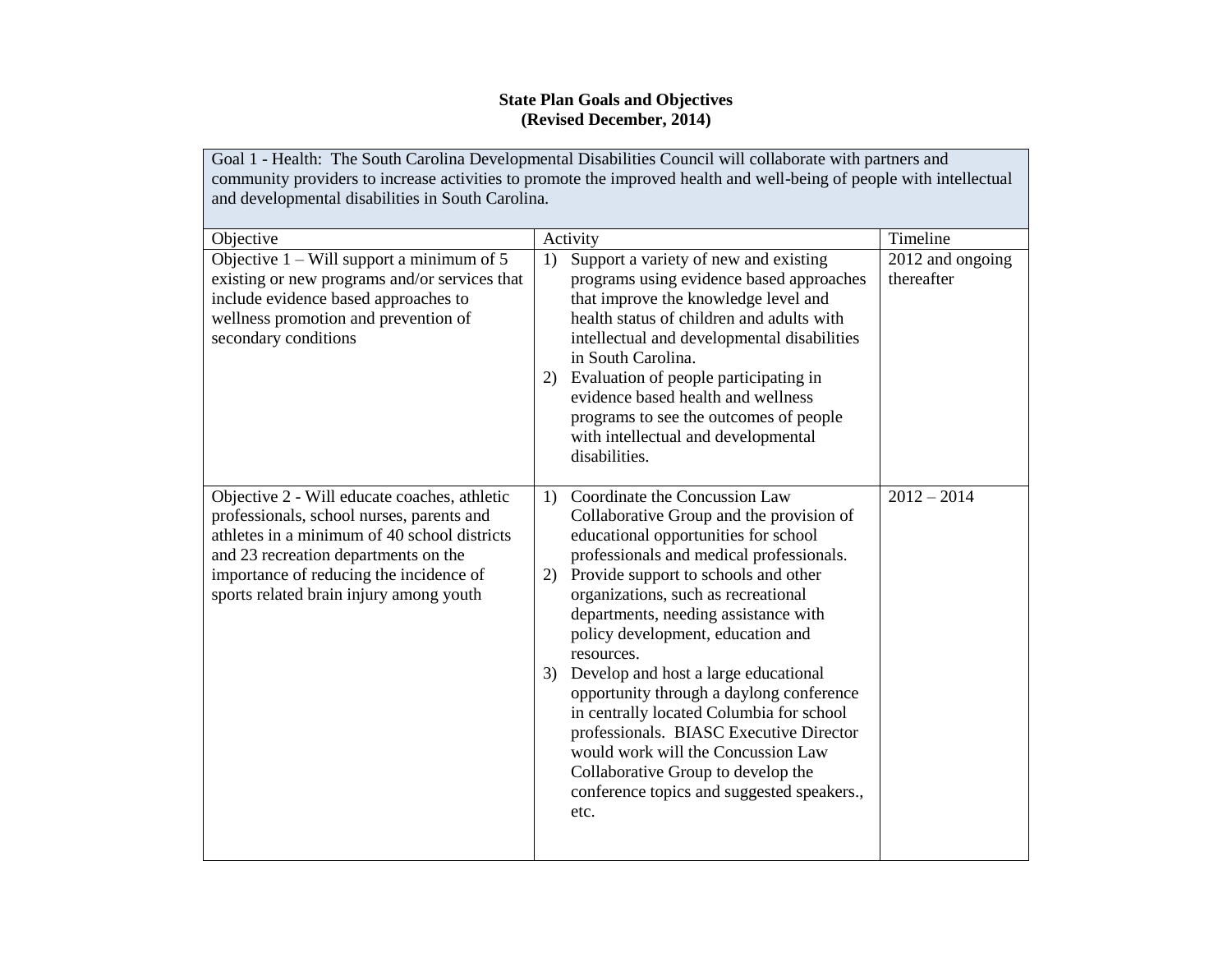**State Plan Goals and Objectives**
**(Revised December, 2014)**

| Goal 1 - Health: The South Carolina Developmental Disabilities Council will collaborate with partners and community providers to increase activities to promote the improved health and well-being of people with intellectual and developmental disabilities in South Carolina. | | |
|---|---|---|
| Objective | Activity | Timeline |
| Objective 1 – Will support a minimum of 5 existing or new programs and/or services that include evidence based approaches to wellness promotion and prevention of secondary conditions | 1) Support a variety of new and existing programs using evidence based approaches that improve the knowledge level and health status of children and adults with intellectual and developmental disabilities in South Carolina.<br>2) Evaluation of people participating in evidence based health and wellness programs to see the outcomes of people with intellectual and developmental disabilities. | 2012 and ongoing thereafter |
| Objective 2 - Will educate coaches, athletic professionals, school nurses, parents and athletes in a minimum of 40 school districts and 23 recreation departments on the importance of reducing the incidence of sports related brain injury among youth | 1) Coordinate the Concussion Law Collaborative Group and the provision of educational opportunities for school professionals and medical professionals.<br>2) Provide support to schools and other organizations, such as recreational departments, needing assistance with policy development, education and resources.<br>3) Develop and host a large educational opportunity through a daylong conference in centrally located Columbia for school professionals. BIASC Executive Director would work will the Concussion Law Collaborative Group to develop the conference topics and suggested speakers., etc. | 2012 – 2014 |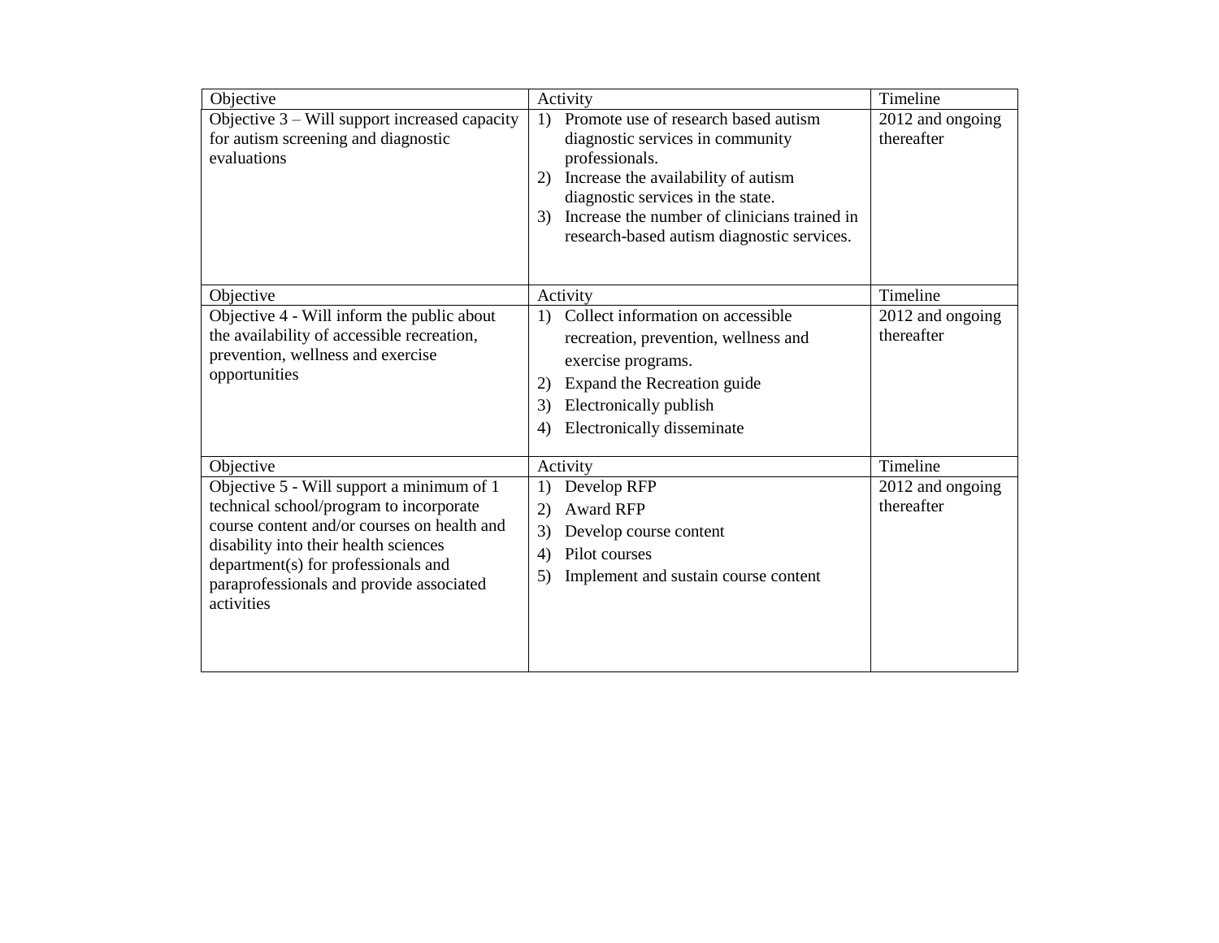| Objective | Activity | Timeline |
|---|---|---|
| Objective 3 – Will support increased capacity for autism screening and diagnostic evaluations | 1) Promote use of research based autism diagnostic services in community professionals.<br>2) Increase the availability of autism diagnostic services in the state.<br>3) Increase the number of clinicians trained in research-based autism diagnostic services. | 2012 and ongoing thereafter |
| Objective | Activity | Timeline |
| Objective 4 - Will inform the public about the availability of accessible recreation, prevention, wellness and exercise opportunities | 1) Collect information on accessible recreation, prevention, wellness and exercise programs.<br>2) Expand the Recreation guide<br>3) Electronically publish<br>4) Electronically disseminate | 2012 and ongoing thereafter |
| Objective | Activity | Timeline |
| Objective 5 - Will support a minimum of 1 technical school/program to incorporate course content and/or courses on health and disability into their health sciences department(s) for professionals and paraprofessionals and provide associated activities | 1) Develop RFP<br>2) Award RFP<br>3) Develop course content<br>4) Pilot courses<br>5) Implement and sustain course content | 2012 and ongoing thereafter |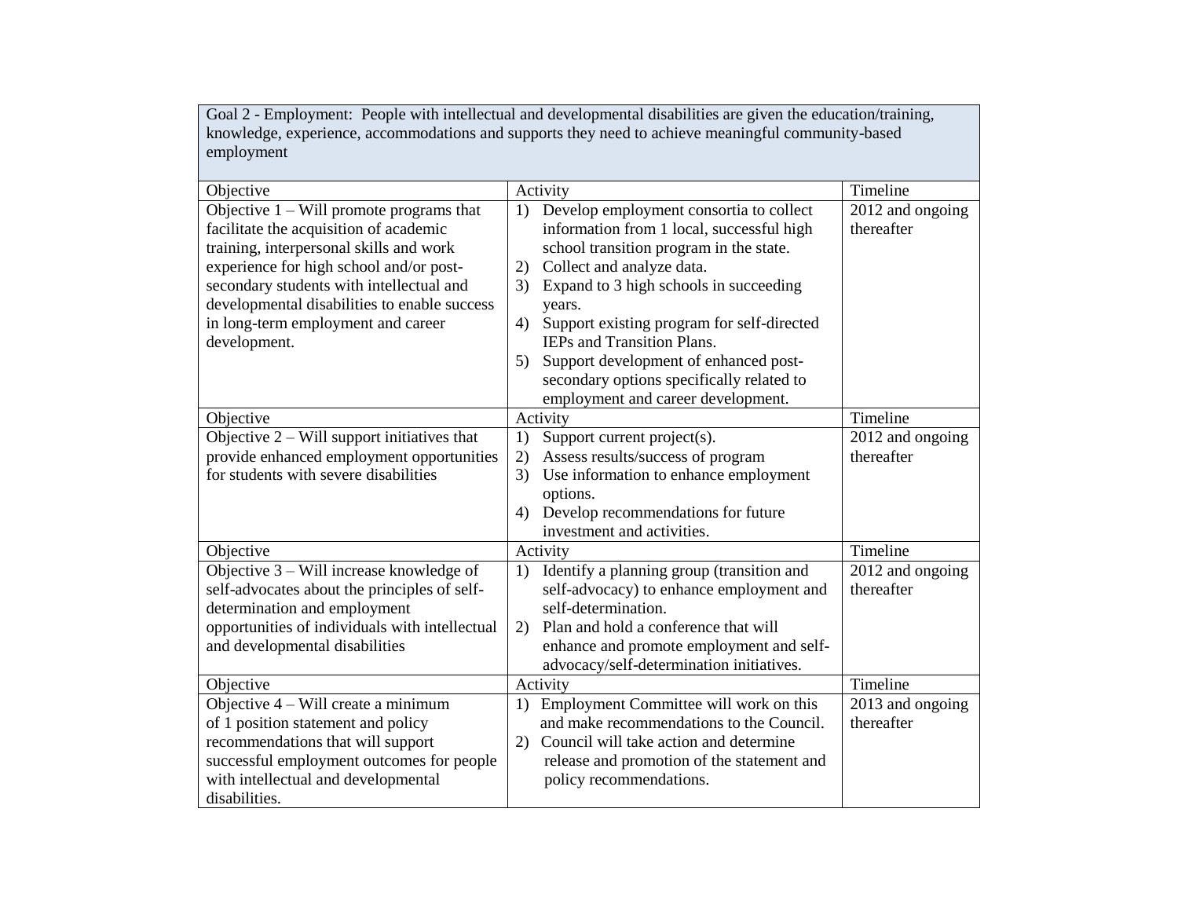| Goal 2 - Employment: People with intellectual and developmental disabilities are given the education/training, knowledge, experience, accommodations and supports they need to achieve meaningful community-based employment | | |
|---|---|---|
| Objective | Activity | Timeline |
| Objective 1 – Will promote programs that facilitate the acquisition of academic training, interpersonal skills and work experience for high school and/or post-secondary students with intellectual and developmental disabilities to enable success in long-term employment and career development. | 1) Develop employment consortia to collect information from 1 local, successful high school transition program in the state.<br>2) Collect and analyze data.<br>3) Expand to 3 high schools in succeeding years.<br>4) Support existing program for self-directed IEPs and Transition Plans.<br>5) Support development of enhanced post-secondary options specifically related to employment and career development. | 2012 and ongoing thereafter |
| Objective | Activity | Timeline |
| Objective 2 – Will support initiatives that provide enhanced employment opportunities for students with severe disabilities | 1) Support current project(s).<br>2) Assess results/success of program<br>3) Use information to enhance employment options.<br>4) Develop recommendations for future investment and activities. | 2012 and ongoing thereafter |
| Objective | Activity | Timeline |
| Objective 3 – Will increase knowledge of self-advocates about the principles of self-determination and employment opportunities of individuals with intellectual and developmental disabilities | 1) Identify a planning group (transition and self-advocacy) to enhance employment and self-determination.<br>2) Plan and hold a conference that will enhance and promote employment and self-advocacy/self-determination initiatives. | 2012 and ongoing thereafter |
| Objective | Activity | Timeline |
| Objective 4 – Will create a minimum of 1 position statement and policy recommendations that will support successful employment outcomes for people with intellectual and developmental disabilities. | 1) Employment Committee will work on this and make recommendations to the Council.<br>2) Council will take action and determine release and promotion of the statement and policy recommendations. | 2013 and ongoing thereafter |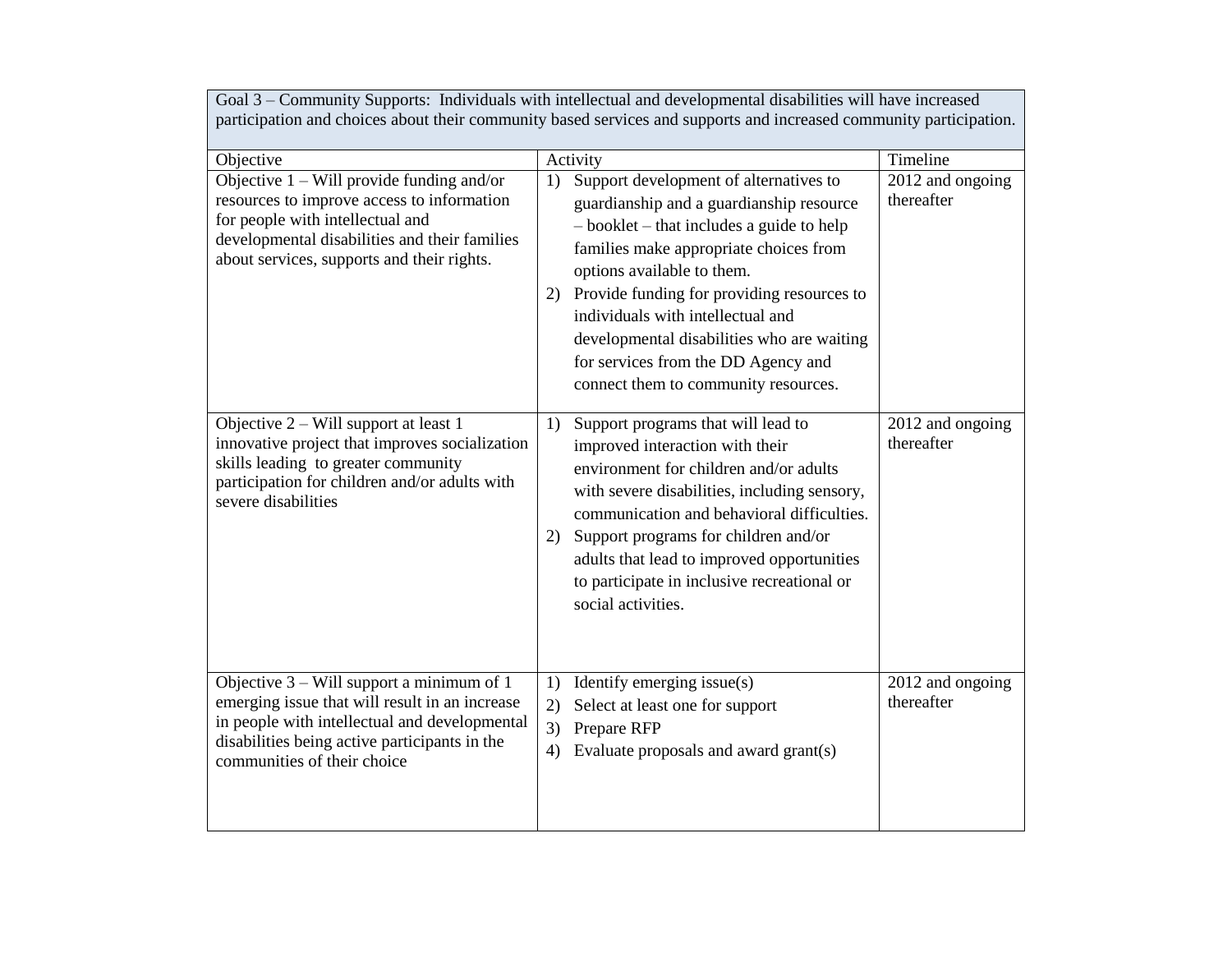| Goal 3 – Community Supports: Individuals with intellectual and developmental disabilities will have increased participation and choices about their community based services and supports and increased community participation. | | |
|---|---|---|
| Objective | Activity | Timeline |
| Objective 1 – Will provide funding and/or resources to improve access to information for people with intellectual and developmental disabilities and their families about services, supports and their rights. | 1) Support development of alternatives to guardianship and a guardianship resource – booklet – that includes a guide to help families make appropriate choices from options available to them.<br>2) Provide funding for providing resources to individuals with intellectual and developmental disabilities who are waiting for services from the DD Agency and connect them to community resources. | 2012 and ongoing thereafter |
| Objective 2 – Will support at least 1 innovative project that improves socialization skills leading to greater community participation for children and/or adults with severe disabilities | 1) Support programs that will lead to improved interaction with their environment for children and/or adults with severe disabilities, including sensory, communication and behavioral difficulties.<br>2) Support programs for children and/or adults that lead to improved opportunities to participate in inclusive recreational or social activities. | 2012 and ongoing thereafter |
| Objective 3 – Will support a minimum of 1 emerging issue that will result in an increase in people with intellectual and developmental disabilities being active participants in the communities of their choice | 1) Identify emerging issue(s)<br>2) Select at least one for support<br>3) Prepare RFP<br>4) Evaluate proposals and award grant(s) | 2012 and ongoing thereafter |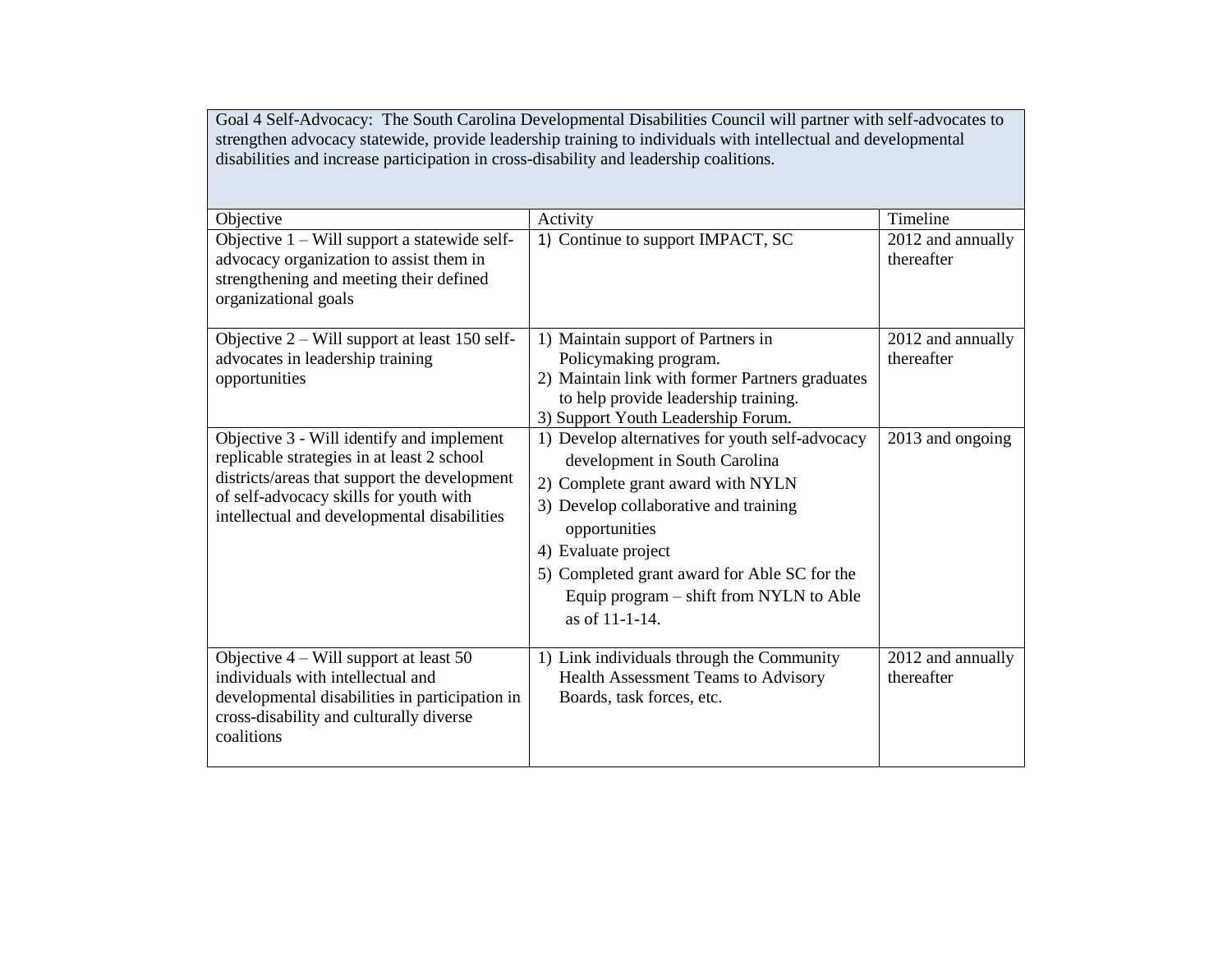| Goal 4 Self-Advocacy: The South Carolina Developmental Disabilities Council will partner with self-advocates to strengthen advocacy statewide, provide leadership training to individuals with intellectual and developmental disabilities and increase participation in cross-disability and leadership coalitions. | | |
|---|---|---|
| Objective | Activity | Timeline |
| Objective 1 – Will support a statewide self-advocacy organization to assist them in strengthening and meeting their defined organizational goals | 1) Continue to support IMPACT, SC | 2012 and annually thereafter |
| Objective 2 – Will support at least 150 self-advocates in leadership training opportunities | 1) Maintain support of Partners in Policymaking program.<br>2) Maintain link with former Partners graduates to help provide leadership training.<br>3) Support Youth Leadership Forum. | 2012 and annually thereafter |
| Objective 3 - Will identify and implement replicable strategies in at least 2 school districts/areas that support the development of self-advocacy skills for youth with intellectual and developmental disabilities | 1) Develop alternatives for youth self-advocacy development in South Carolina<br>2) Complete grant award with NYLN<br>3) Develop collaborative and training opportunities<br>4) Evaluate project<br>5) Completed grant award for Able SC for the Equip program – shift from NYLN to Able as of 11-1-14. | 2013 and ongoing |
| Objective 4 – Will support at least 50 individuals with intellectual and developmental disabilities in participation in cross-disability and culturally diverse coalitions | 1) Link individuals through the Community Health Assessment Teams to Advisory Boards, task forces, etc. | 2012 and annually thereafter |